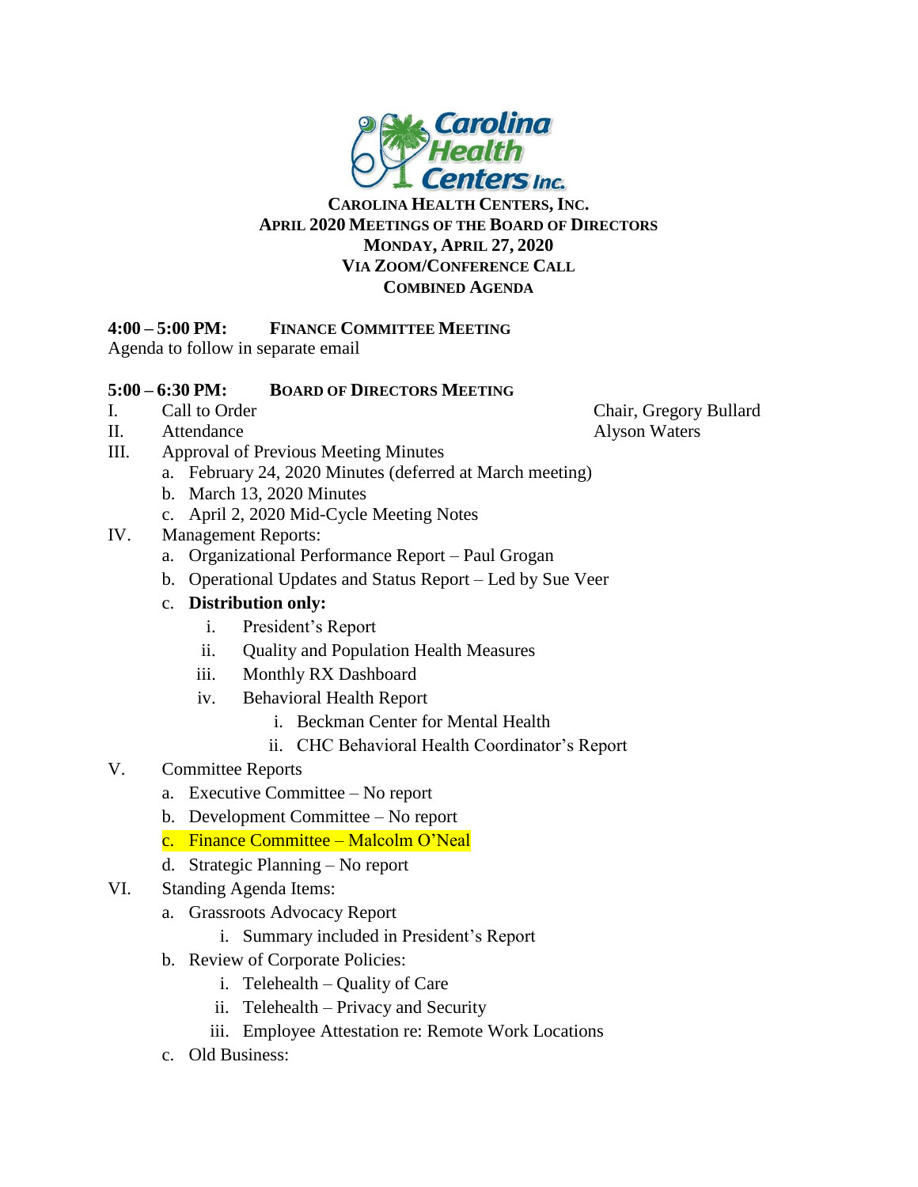# Carolina Health Centers, Inc.

## April 2020 Meetings of the Board of Directors

**Monday, April 27, 2020**

**Via Zoom/Conference Call**

**Combined Agenda**

**4:00 – 5:00 PM: Finance Committee Meeting**

Agenda to follow in separate email

**5:00 – 6:30 PM: Board of Directors Meeting**

I. Call to Order — Chair, Gregory Bullard

II. Attendance — Alyson Waters

III. Approval of Previous Meeting Minutes
   a. February 24, 2020 Minutes (deferred at March meeting)
   b. March 13, 2020 Minutes
   c. April 2, 2020 Mid-Cycle Meeting Notes

IV. Management Reports:
   a. Organizational Performance Report – Paul Grogan
   b. Operational Updates and Status Report – Led by Sue Veer
   c. **Distribution only:**
      i. President's Report
      ii. Quality and Population Health Measures
      iii. Monthly RX Dashboard
      iv. Behavioral Health Report
         i. Beckman Center for Mental Health
         ii. CHC Behavioral Health Coordinator's Report

V. Committee Reports
   a. Executive Committee – No report
   b. Development Committee – No report
   c. Finance Committee – Malcolm O'Neal
   d. Strategic Planning – No report

VI. Standing Agenda Items:
   a. Grassroots Advocacy Report
      i. Summary included in President's Report
   b. Review of Corporate Policies:
      i. Telehealth – Quality of Care
      ii. Telehealth – Privacy and Security
      iii. Employee Attestation re: Remote Work Locations
   c. Old Business: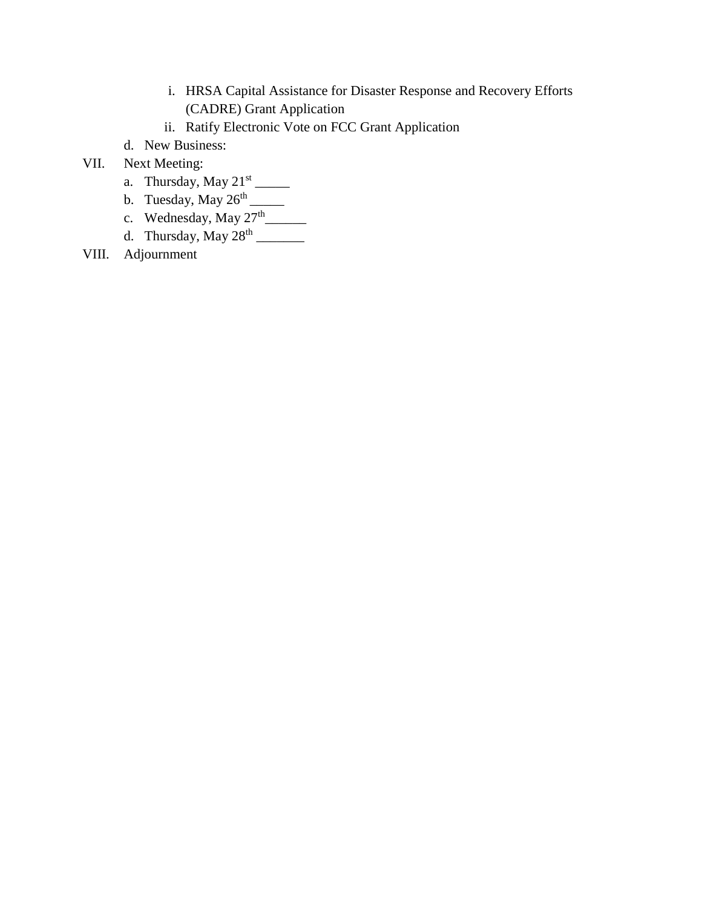i. HRSA Capital Assistance for Disaster Response and Recovery Efforts (CADRE) Grant Application
   ii. Ratify Electronic Vote on FCC Grant Application

  d. New Business:

VII. Next Meeting:

  a. Thursday, May 21st _____
  b. Tuesday, May 26th _____
  c. Wednesday, May 27th______
  d. Thursday, May 28th _______

VIII. Adjournment